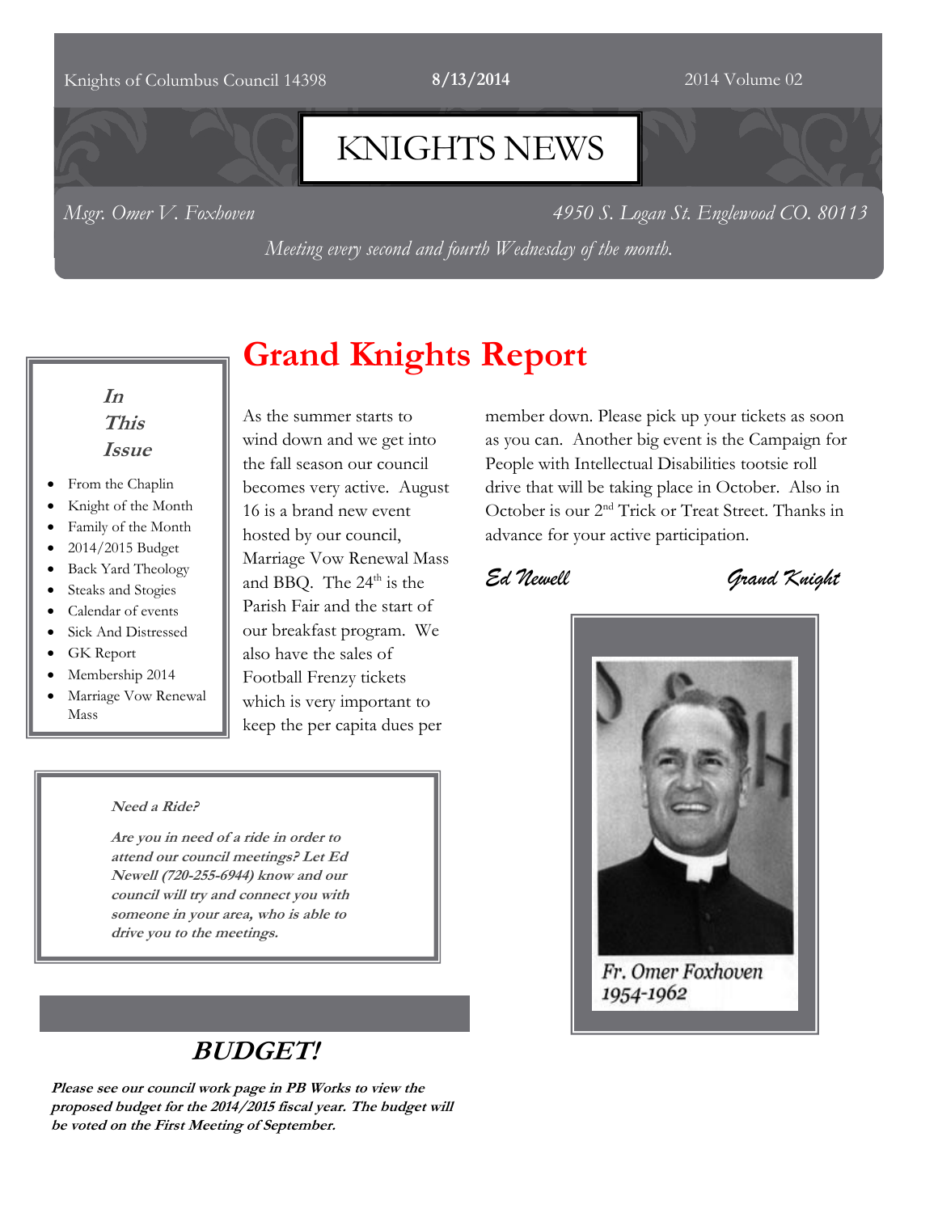Knights of Columbus Council 14398 **8/13/2014** 2014 Volume 02

# KNIGHTS NEWS

*Msgr. Omer V. Foxhoven* *4950 S. Logan St. Englewood CO. 80113*

*Meeting every second and fourth Wednesday of the month.*

***In This Issue***

- From the Chaplin
- Knight of the Month
- Family of the Month
- 2014/2015 Budget
- Back Yard Theology
- Steaks and Stogies
- Calendar of events
- Sick And Distressed
- GK Report
- Membership 2014
- Marriage Vow Renewal Mass

## Grand Knights Report

As the summer starts to wind down and we get into the fall season our council becomes very active. August 16 is a brand new event hosted by our council, Marriage Vow Renewal Mass and BBQ. The 24th is the Parish Fair and the start of our breakfast program. We also have the sales of Football Frenzy tickets which is very important to keep the per capita dues per member down. Please pick up your tickets as soon as you can. Another big event is the Campaign for People with Intellectual Disabilities tootsie roll drive that will be taking place in October. Also in October is our 2nd Trick or Treat Street. Thanks in advance for your active participation.

*Ed Newell* *Grand Knight*

Fr. Omer Foxhoven
1954-1962

***Need a Ride?***

***Are you in need of a ride in order to attend our council meetings? Let Ed Newell (720-255-6944) know and our council will try and connect you with someone in your area, who is able to drive you to the meetings.***

## *BUDGET!*

***Please see our council work page in PB Works to view the proposed budget for the 2014/2015 fiscal year. The budget will be voted on the First Meeting of September.***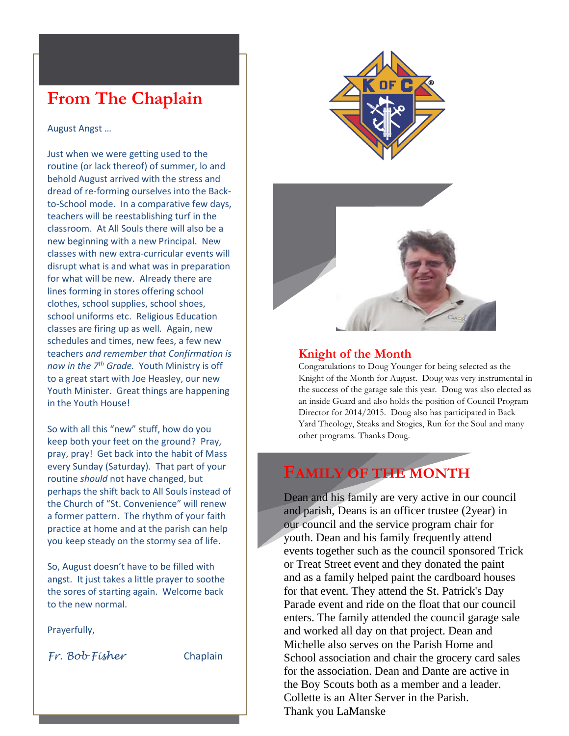## From The Chaplain

August Angst …

Just when we were getting used to the routine (or lack thereof) of summer, lo and behold August arrived with the stress and dread of re-forming ourselves into the Back-to-School mode. In a comparative few days, teachers will be reestablishing turf in the classroom. At All Souls there will also be a new beginning with a new Principal. New classes with new extra-curricular events will disrupt what is and what was in preparation for what will be new. Already there are lines forming in stores offering school clothes, school supplies, school shoes, school uniforms etc. Religious Education classes are firing up as well. Again, new schedules and times, new fees, a few new teachers *and remember that Confirmation is now in the 7th Grade.* Youth Ministry is off to a great start with Joe Heasley, our new Youth Minister. Great things are happening in the Youth House!

So with all this "new" stuff, how do you keep both your feet on the ground? Pray, pray, pray! Get back into the habit of Mass every Sunday (Saturday). That part of your routine *should* not have changed, but perhaps the shift back to All Souls instead of the Church of "St. Convenience" will renew a former pattern. The rhythm of your faith practice at home and at the parish can help you keep steady on the stormy sea of life.

So, August doesn't have to be filled with angst. It just takes a little prayer to soothe the sores of starting again. Welcome back to the new normal.

Prayerfully,

*Fr. Bob Fisher* Chaplain

## Knight of the Month

Congratulations to Doug Younger for being selected as the Knight of the Month for August. Doug was very instrumental in the success of the garage sale this year. Doug was also elected as an inside Guard and also holds the position of Council Program Director for 2014/2015. Doug also has participated in Back Yard Theology, Steaks and Stogies, Run for the Soul and many other programs. Thanks Doug.

## Family of the Month

Dean and his family are very active in our council and parish, Deans is an officer trustee (2year) in our council and the service program chair for youth. Dean and his family frequently attend events together such as the council sponsored Trick or Treat Street event and they donated the paint and as a family helped paint the cardboard houses for that event. They attend the St. Patrick's Day Parade event and ride on the float that our council enters. The family attended the council garage sale and worked all day on that project. Dean and Michelle also serves on the Parish Home and School association and chair the grocery card sales for the association. Dean and Dante are active in the Boy Scouts both as a member and a leader. Collette is an Alter Server in the Parish.
Thank you LaManske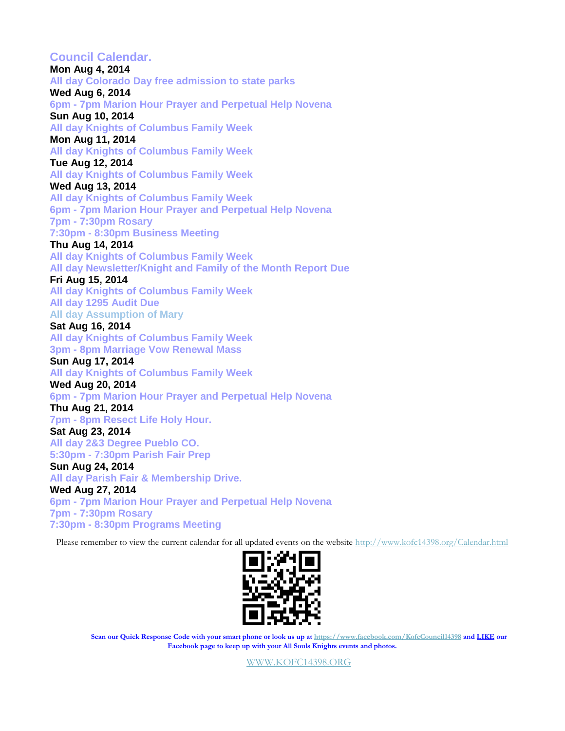## Council Calendar.

**Mon Aug 4, 2014**

**All day Colorado Day free admission to state parks**

**Wed Aug 6, 2014**

**6pm - 7pm Marion Hour Prayer and Perpetual Help Novena**

**Sun Aug 10, 2014**

**All day Knights of Columbus Family Week**

**Mon Aug 11, 2014**

**All day Knights of Columbus Family Week**

**Tue Aug 12, 2014**

**All day Knights of Columbus Family Week**

**Wed Aug 13, 2014**

**All day Knights of Columbus Family Week**

**6pm - 7pm Marion Hour Prayer and Perpetual Help Novena**

**7pm - 7:30pm Rosary**

**7:30pm - 8:30pm Business Meeting**

**Thu Aug 14, 2014**

**All day Knights of Columbus Family Week**

**All day Newsletter/Knight and Family of the Month Report Due**

**Fri Aug 15, 2014**

**All day Knights of Columbus Family Week**

**All day 1295 Audit Due**

**All day Assumption of Mary**

**Sat Aug 16, 2014**

**All day Knights of Columbus Family Week**

**3pm - 8pm Marriage Vow Renewal Mass**

**Sun Aug 17, 2014**

**All day Knights of Columbus Family Week**

**Wed Aug 20, 2014**

**6pm - 7pm Marion Hour Prayer and Perpetual Help Novena**

**Thu Aug 21, 2014**

**7pm - 8pm Resect Life Holy Hour.**

**Sat Aug 23, 2014**

**All day 2&3 Degree Pueblo CO.**

**5:30pm - 7:30pm Parish Fair Prep**

**Sun Aug 24, 2014**

**All day Parish Fair & Membership Drive.**

**Wed Aug 27, 2014**

**6pm - 7pm Marion Hour Prayer and Perpetual Help Novena**

**7pm - 7:30pm Rosary**

**7:30pm - 8:30pm Programs Meeting**

Please remember to view the current calendar for all updated events on the website http://www.kofc14398.org/Calendar.html

**Scan our Quick Response Code with your smart phone or look us up at https://www.facebook.com/KofcCouncil14398 and LIKE our Facebook page to keep up with your All Souls Knights events and photos.**

WWW.KOFC14398.ORG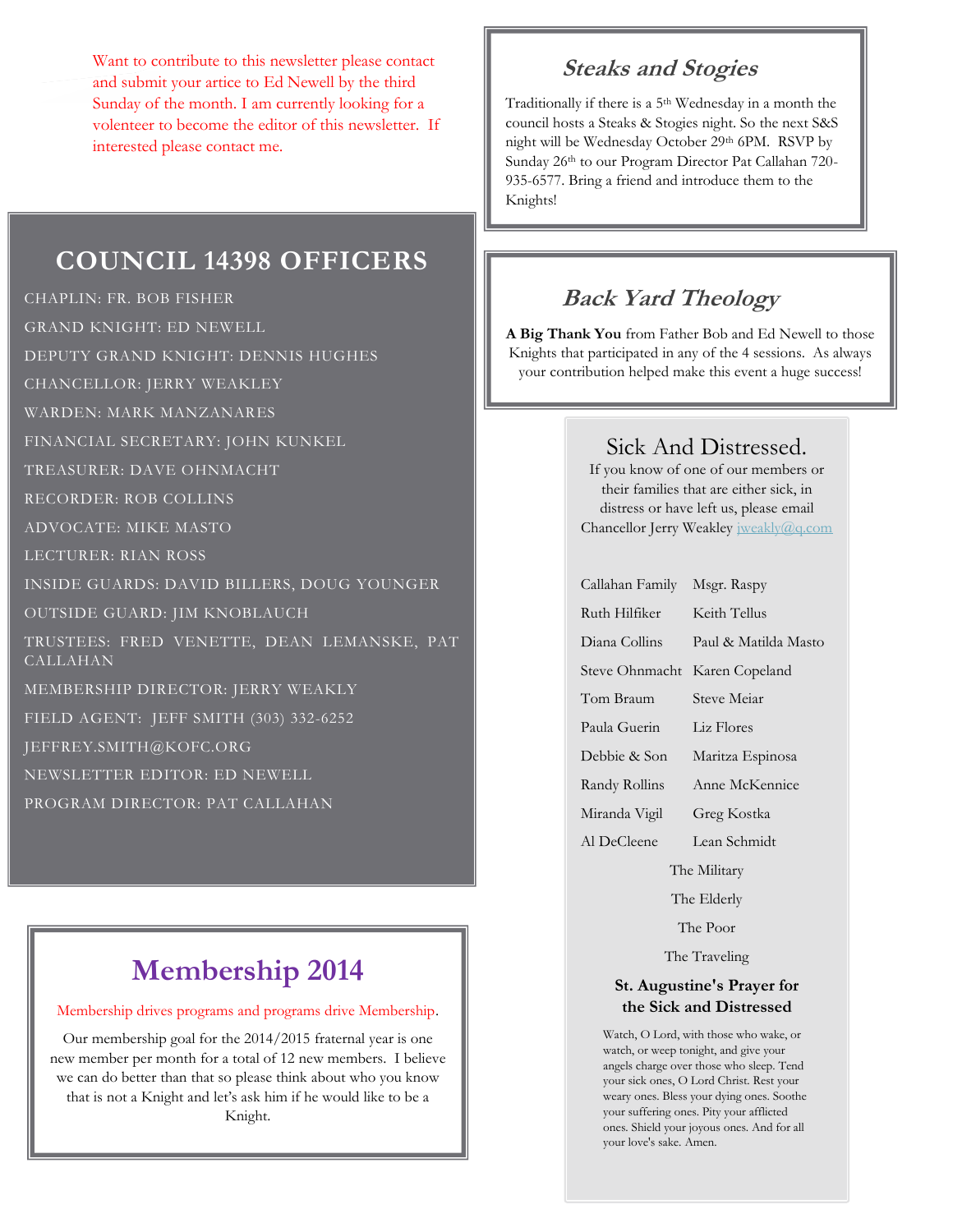Want to contribute to this newsletter please contact and submit your artice to Ed Newell by the third Sunday of the month. I am currently looking for a volenteer to become the editor of this newsletter. If interested please contact me.

## COUNCIL 14398 OFFICERS

CHAPLIN: FR. BOB FISHER

GRAND KNIGHT: ED NEWELL

DEPUTY GRAND KNIGHT: DENNIS HUGHES

CHANCELLOR: JERRY WEAKLEY

WARDEN: MARK MANZANARES

FINANCIAL SECRETARY: JOHN KUNKEL

TREASURER: DAVE OHNMACHT

RECORDER: ROB COLLINS

ADVOCATE: MIKE MASTO

LECTURER: RIAN ROSS

INSIDE GUARDS: DAVID BILLERS, DOUG YOUNGER

OUTSIDE GUARD: JIM KNOBLAUCH

TRUSTEES: FRED VENETTE, DEAN LEMANSKE, PAT CALLAHAN

MEMBERSHIP DIRECTOR: JERRY WEAKLY

FIELD AGENT: JEFF SMITH (303) 332-6252

JEFFREY.SMITH@KOFC.ORG

NEWSLETTER EDITOR: ED NEWELL

PROGRAM DIRECTOR: PAT CALLAHAN

## Membership 2014

Membership drives programs and programs drive Membership.

Our membership goal for the 2014/2015 fraternal year is one new member per month for a total of 12 new members. I believe we can do better than that so please think about who you know that is not a Knight and let's ask him if he would like to be a Knight.

## *Steaks and Stogies*

Traditionally if there is a 5th Wednesday in a month the council hosts a Steaks & Stogies night. So the next S&S night will be Wednesday October 29th 6PM. RSVP by Sunday 26th to our Program Director Pat Callahan 720-935-6577. Bring a friend and introduce them to the Knights!

## *Back Yard Theology*

**A Big Thank You** from Father Bob and Ed Newell to those Knights that participated in any of the 4 sessions. As always your contribution helped make this event a huge success!

## Sick And Distressed.

If you know of one of our members or their families that are either sick, in distress or have left us, please email Chancellor Jerry Weakley jweakly@q.com

Callahan Family
Msgr. Raspy
Ruth Hilfiker
Keith Tellus
Diana Collins
Paul & Matilda Masto
Steve Ohnmacht
Karen Copeland
Tom Braum
Steve Meiar
Paula Guerin
Liz Flores
Debbie & Son
Maritza Espinosa
Randy Rollins
Anne McKennice
Miranda Vigil
Greg Kostka
Al DeCleene
Lean Schmidt

The Military

The Elderly

The Poor

The Traveling

**St. Augustine's Prayer for the Sick and Distressed**

Watch, O Lord, with those who wake, or watch, or weep tonight, and give your angels charge over those who sleep. Tend your sick ones, O Lord Christ. Rest your weary ones. Bless your dying ones. Soothe your suffering ones. Pity your afflicted ones. Shield your joyous ones. And for all your love's sake. Amen.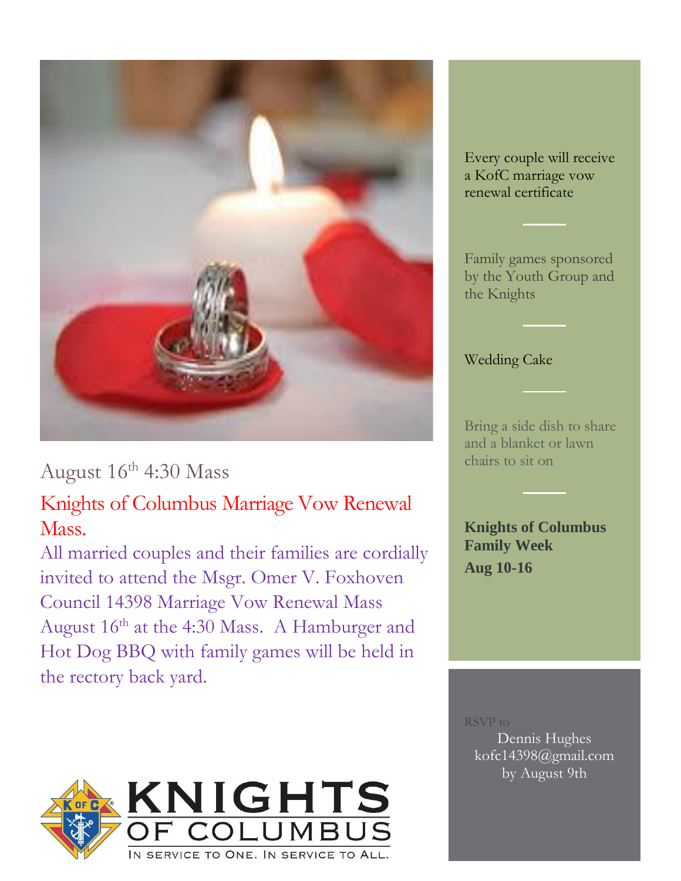August 16th 4:30 Mass

## Knights of Columbus Marriage Vow Renewal Mass.

All married couples and their families are cordially invited to attend the Msgr. Omer V. Foxhoven Council 14398 Marriage Vow Renewal Mass August 16th at the 4:30 Mass. A Hamburger and Hot Dog BBQ with family games will be held in the rectory back yard.

KNIGHTS OF COLUMBUS

IN SERVICE TO ONE. IN SERVICE TO ALL.

Every couple will receive a KofC marriage vow renewal certificate

Family games sponsored by the Youth Group and the Knights

Wedding Cake

Bring a side dish to share and a blanket or lawn chairs to sit on

**Knights of Columbus Family Week**

**Aug 10-16**

RSVP to

Dennis Hughes

kofc14398@gmail.com

by August 9th